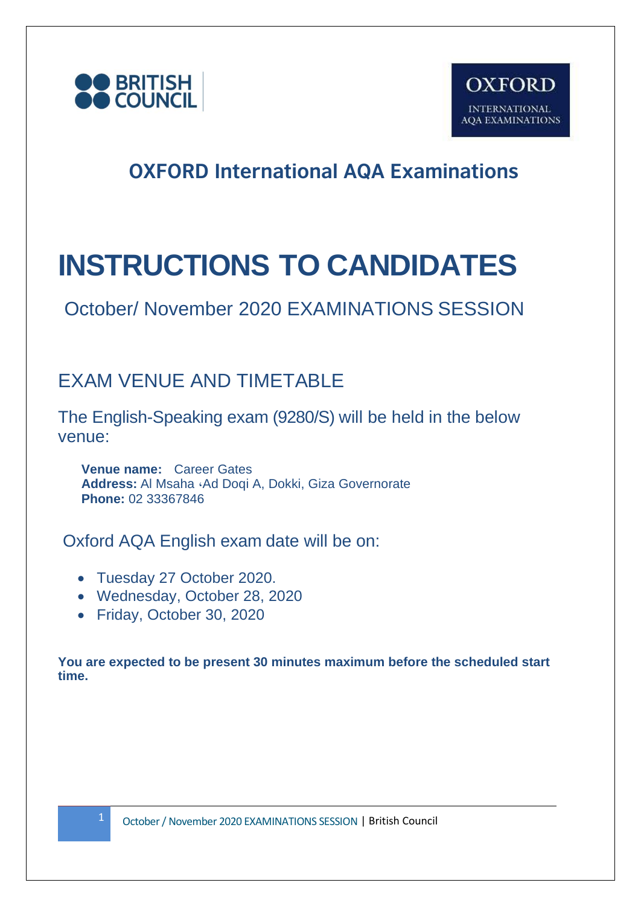BRITISH COUNCIL

OXFORD INTERNATIONAL AQA EXAMINATIONS

## OXFORD International AQA Examinations

# INSTRUCTIONS TO CANDIDATES

October/ November 2020 EXAMINATIONS SESSION

## EXAM VENUE AND TIMETABLE

The English-Speaking exam (9280/S) will be held in the below venue:

**Venue name:** Career Gates
**Address:** Al Msaha ،Ad Doqi A, Dokki, Giza Governorate
**Phone:** 02 33367846

Oxford AQA English exam date will be on:

- Tuesday 27 October 2020.
- Wednesday, October 28, 2020
- Friday, October 30, 2020

**You are expected to be present 30 minutes maximum before the scheduled start time.**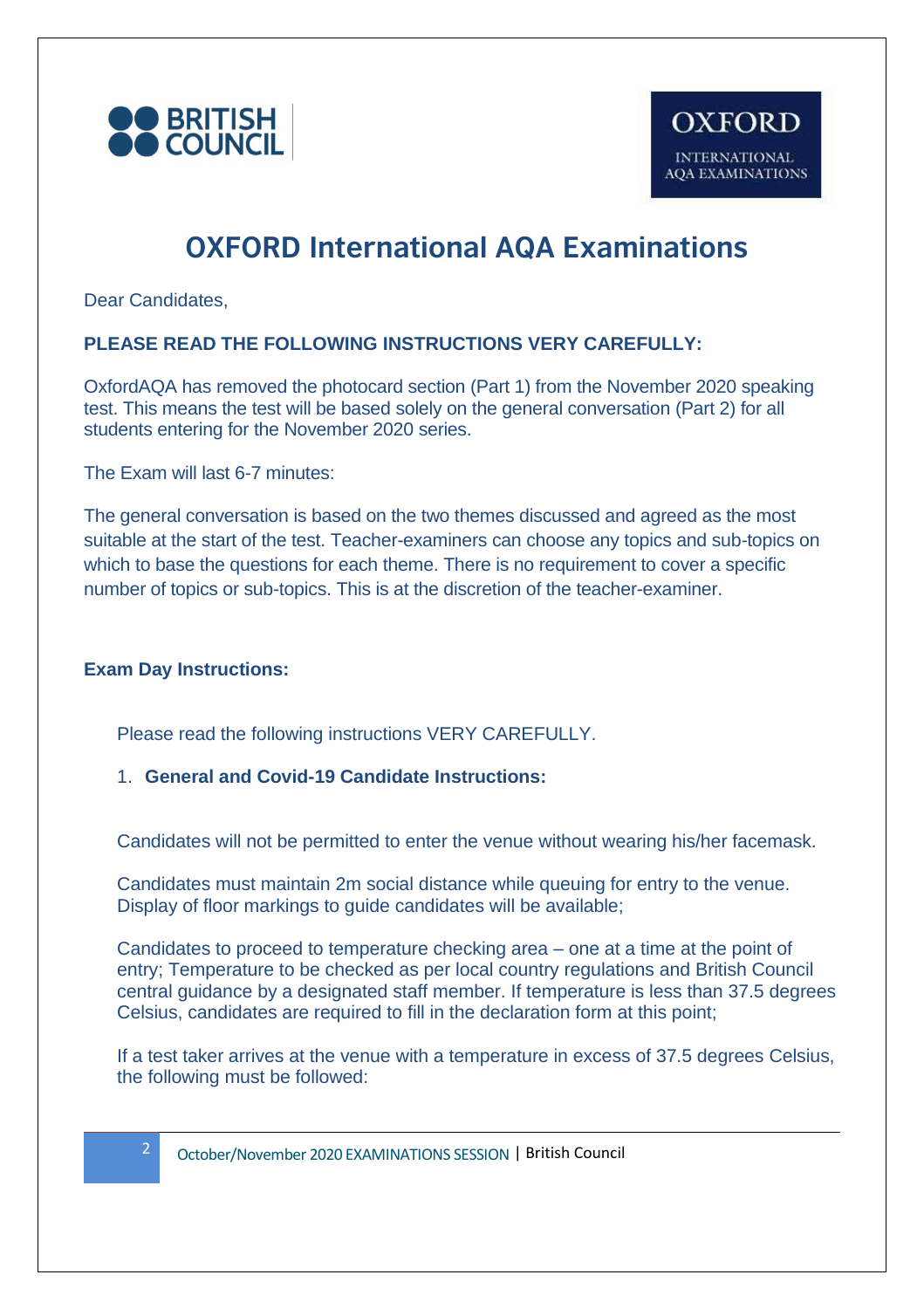# OXFORD International AQA Examinations

Dear Candidates,

**PLEASE READ THE FOLLOWING INSTRUCTIONS VERY CAREFULLY:**

OxfordAQA has removed the photocard section (Part 1) from the November 2020 speaking test. This means the test will be based solely on the general conversation (Part 2) for all students entering for the November 2020 series.

The Exam will last 6-7 minutes:

The general conversation is based on the two themes discussed and agreed as the most suitable at the start of the test. Teacher-examiners can choose any topics and sub-topics on which to base the questions for each theme. There is no requirement to cover a specific number of topics or sub-topics. This is at the discretion of the teacher-examiner.

**Exam Day Instructions:**

Please read the following instructions VERY CAREFULLY.

1. **General and Covid-19 Candidate Instructions:**

Candidates will not be permitted to enter the venue without wearing his/her facemask.

Candidates must maintain 2m social distance while queuing for entry to the venue. Display of floor markings to guide candidates will be available;

Candidates to proceed to temperature checking area – one at a time at the point of entry; Temperature to be checked as per local country regulations and British Council central guidance by a designated staff member. If temperature is less than 37.5 degrees Celsius, candidates are required to fill in the declaration form at this point;

If a test taker arrives at the venue with a temperature in excess of 37.5 degrees Celsius, the following must be followed: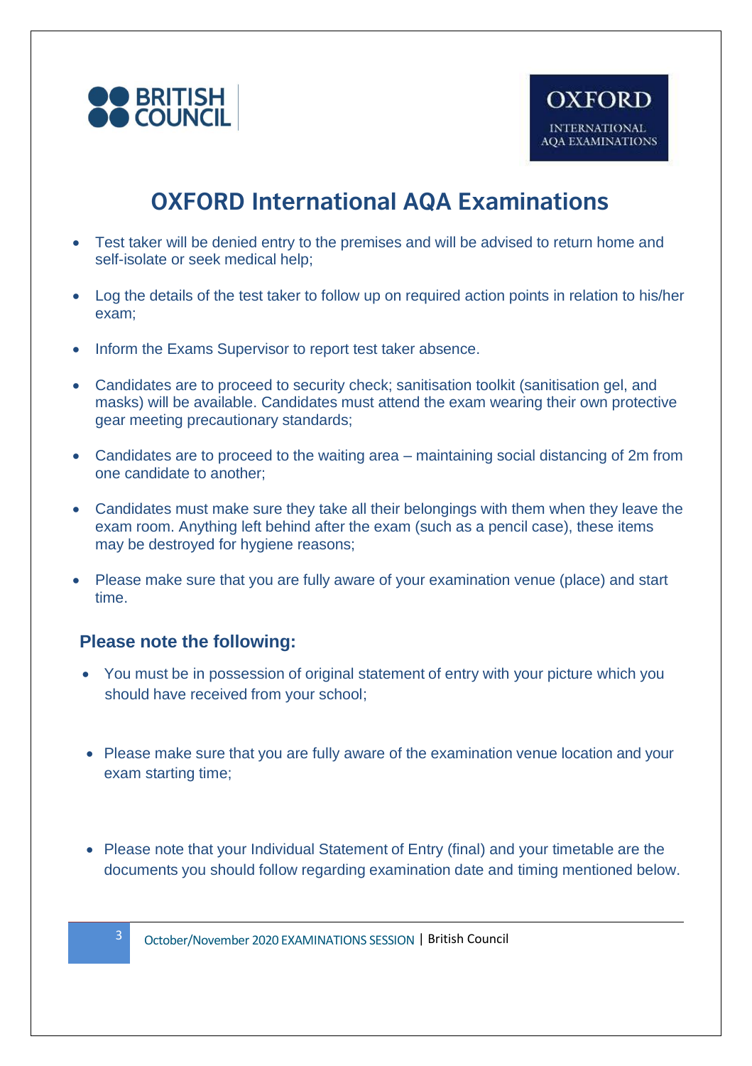# OXFORD International AQA Examinations

- Test taker will be denied entry to the premises and will be advised to return home and self-isolate or seek medical help;
- Log the details of the test taker to follow up on required action points in relation to his/her exam;
- Inform the Exams Supervisor to report test taker absence.
- Candidates are to proceed to security check; sanitisation toolkit (sanitisation gel, and masks) will be available. Candidates must attend the exam wearing their own protective gear meeting precautionary standards;
- Candidates are to proceed to the waiting area – maintaining social distancing of 2m from one candidate to another;
- Candidates must make sure they take all their belongings with them when they leave the exam room. Anything left behind after the exam (such as a pencil case), these items may be destroyed for hygiene reasons;
- Please make sure that you are fully aware of your examination venue (place) and start time.

### Please note the following:

- You must be in possession of original statement of entry with your picture which you should have received from your school;
- Please make sure that you are fully aware of the examination venue location and your exam starting time;
- Please note that your Individual Statement of Entry (final) and your timetable are the documents you should follow regarding examination date and timing mentioned below.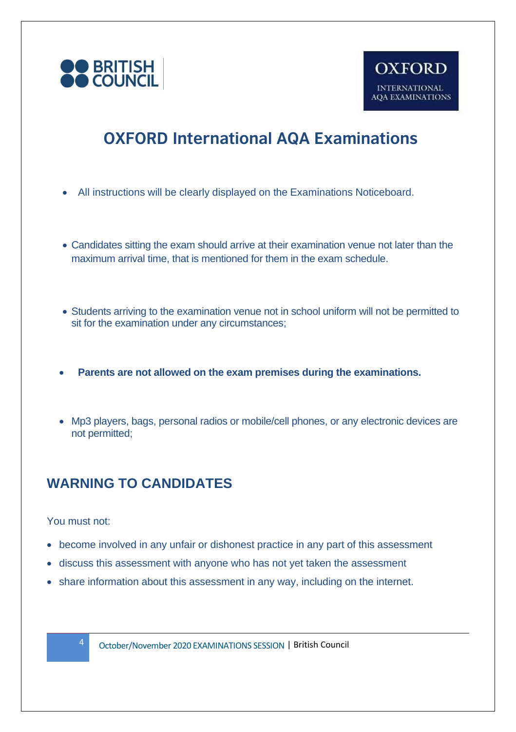# OXFORD International AQA Examinations

- All instructions will be clearly displayed on the Examinations Noticeboard.

- Candidates sitting the exam should arrive at their examination venue not later than the maximum arrival time, that is mentioned for them in the exam schedule.

- Students arriving to the examination venue not in school uniform will not be permitted to sit for the examination under any circumstances;

- **Parents are not allowed on the exam premises during the examinations.**

- Mp3 players, bags, personal radios or mobile/cell phones, or any electronic devices are not permitted;

## WARNING TO CANDIDATES

You must not:

- become involved in any unfair or dishonest practice in any part of this assessment
- discuss this assessment with anyone who has not yet taken the assessment
- share information about this assessment in any way, including on the internet.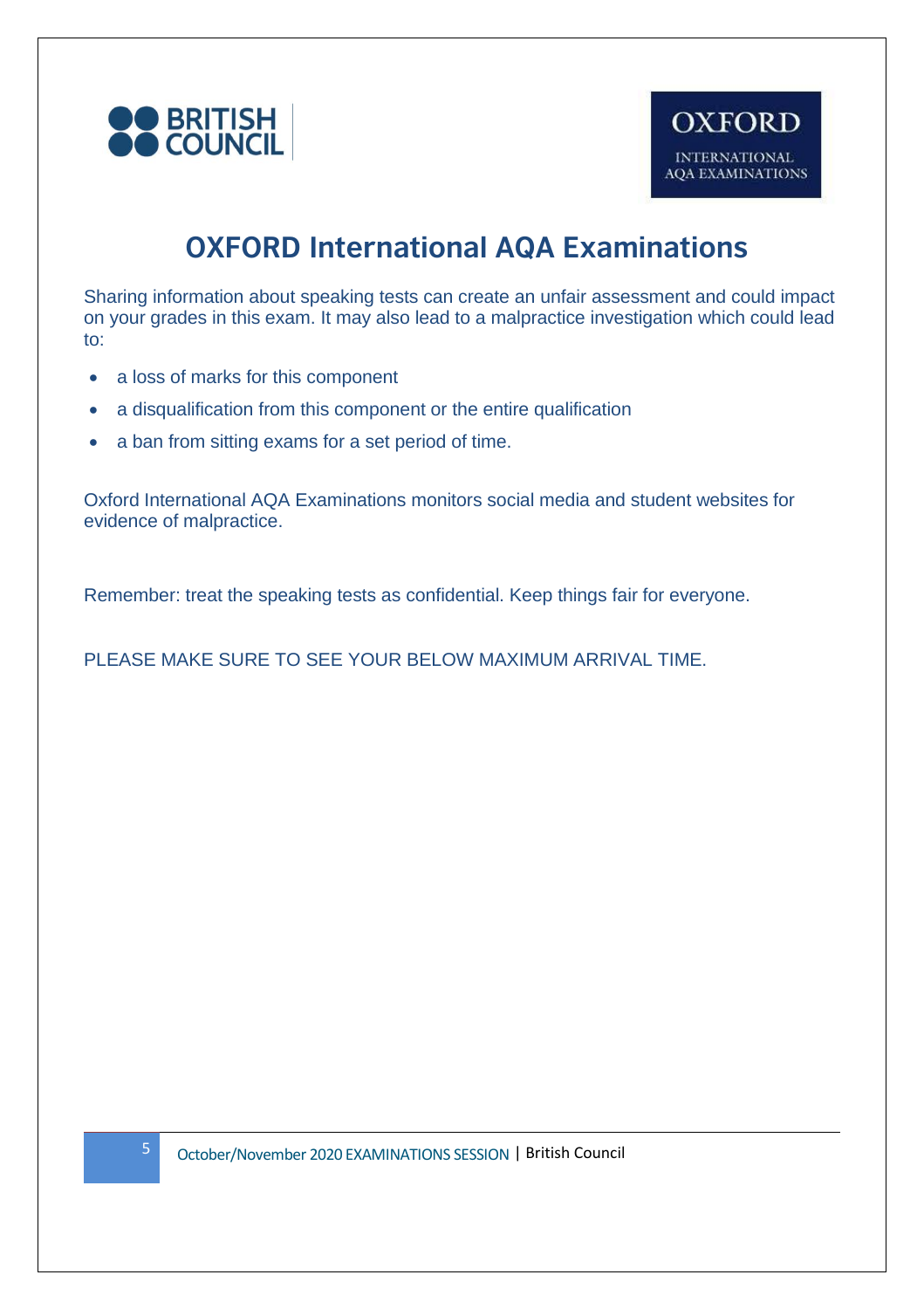# OXFORD International AQA Examinations

Sharing information about speaking tests can create an unfair assessment and could impact on your grades in this exam. It may also lead to a malpractice investigation which could lead to:

- a loss of marks for this component
- a disqualification from this component or the entire qualification
- a ban from sitting exams for a set period of time.

Oxford International AQA Examinations monitors social media and student websites for evidence of malpractice.

Remember: treat the speaking tests as confidential. Keep things fair for everyone.

PLEASE MAKE SURE TO SEE YOUR BELOW MAXIMUM ARRIVAL TIME.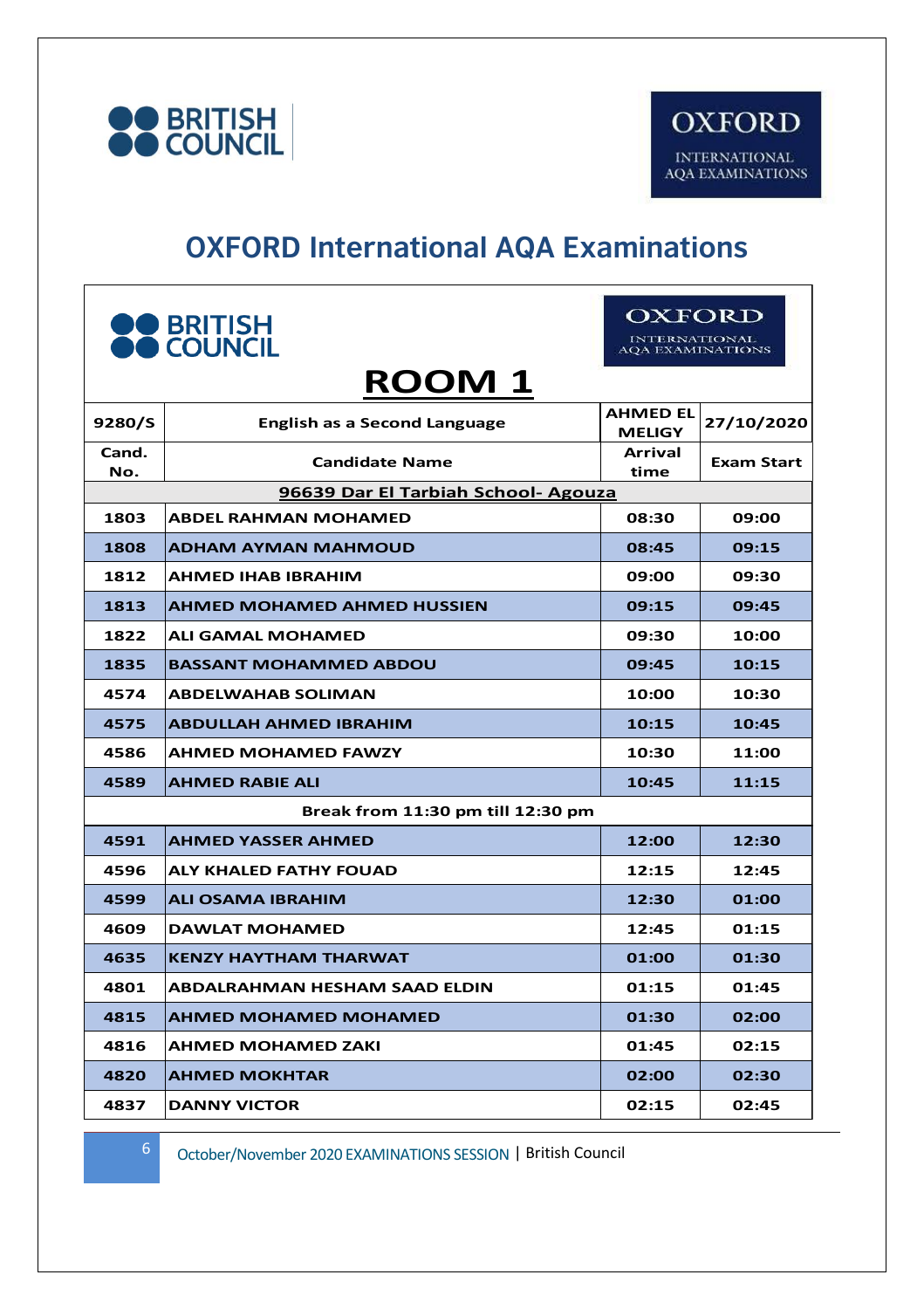# OXFORD International AQA Examinations

## ROOM 1

| 9280/S | English as a Second Language | AHMED EL MELIGY | 27/10/2020 |
|---|---|---|---|
| **Cand. No.** | **Candidate Name** | **Arrival time** | **Exam Start** |
| | **96639 Dar El Tarbiah School- Agouza** | | |
| 1803 | ABDEL RAHMAN MOHAMED | 08:30 | 09:00 |
| 1808 | ADHAM AYMAN MAHMOUD | 08:45 | 09:15 |
| 1812 | AHMED IHAB IBRAHIM | 09:00 | 09:30 |
| 1813 | AHMED MOHAMED AHMED HUSSIEN | 09:15 | 09:45 |
| 1822 | ALI GAMAL MOHAMED | 09:30 | 10:00 |
| 1835 | BASSANT MOHAMMED ABDOU | 09:45 | 10:15 |
| 4574 | ABDELWAHAB SOLIMAN | 10:00 | 10:30 |
| 4575 | ABDULLAH AHMED IBRAHIM | 10:15 | 10:45 |
| 4586 | AHMED MOHAMED FAWZY | 10:30 | 11:00 |
| 4589 | AHMED RABIE ALI | 10:45 | 11:15 |
| | **Break from 11:30 pm till 12:30 pm** | | |
| 4591 | AHMED YASSER AHMED | 12:00 | 12:30 |
| 4596 | ALY KHALED FATHY FOUAD | 12:15 | 12:45 |
| 4599 | ALI OSAMA IBRAHIM | 12:30 | 01:00 |
| 4609 | DAWLAT MOHAMED | 12:45 | 01:15 |
| 4635 | KENZY HAYTHAM THARWAT | 01:00 | 01:30 |
| 4801 | ABDALRAHMAN HESHAM SAAD ELDIN | 01:15 | 01:45 |
| 4815 | AHMED MOHAMED MOHAMED | 01:30 | 02:00 |
| 4816 | AHMED MOHAMED ZAKI | 01:45 | 02:15 |
| 4820 | AHMED MOKHTAR | 02:00 | 02:30 |
| 4837 | DANNY VICTOR | 02:15 | 02:45 |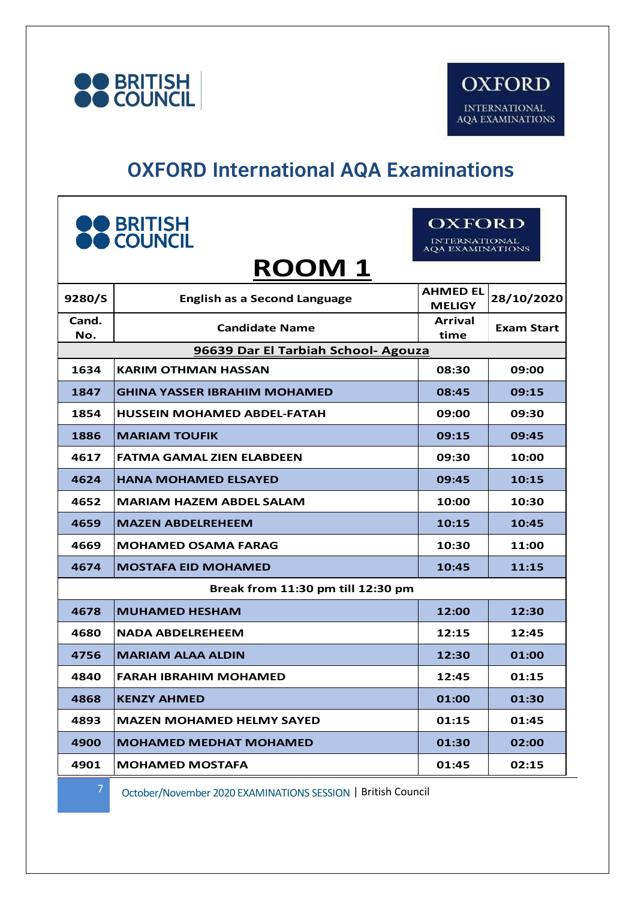BRITISH COUNCIL

OXFORD INTERNATIONAL AQA EXAMINATIONS

# OXFORD International AQA Examinations

BRITISH COUNCIL

OXFORD INTERNATIONAL AQA EXAMINATIONS

## ROOM 1

| 9280/S | English as a Second Language | AHMED EL MELIGY | 28/10/2020 |
|---|---|---|---|
| **Cand. No.** | **Candidate Name** | **Arrival time** | **Exam Start** |
| **96639 Dar El Tarbiah School- Agouza** | | | |
| 1634 | KARIM OTHMAN HASSAN | 08:30 | 09:00 |
| 1847 | GHINA YASSER IBRAHIM MOHAMED | 08:45 | 09:15 |
| 1854 | HUSSEIN MOHAMED ABDEL-FATAH | 09:00 | 09:30 |
| 1886 | MARIAM TOUFIK | 09:15 | 09:45 |
| 4617 | FATMA GAMAL ZIEN ELABDEEN | 09:30 | 10:00 |
| 4624 | HANA MOHAMED ELSAYED | 09:45 | 10:15 |
| 4652 | MARIAM HAZEM ABDEL SALAM | 10:00 | 10:30 |
| 4659 | MAZEN ABDELREHEEM | 10:15 | 10:45 |
| 4669 | MOHAMED OSAMA FARAG | 10:30 | 11:00 |
| 4674 | MOSTAFA EID MOHAMED | 10:45 | 11:15 |
| **Break from 11:30 pm till 12:30 pm** | | | |
| 4678 | MUHAMED HESHAM | 12:00 | 12:30 |
| 4680 | NADA ABDELREHEEM | 12:15 | 12:45 |
| 4756 | MARIAM ALAA ALDIN | 12:30 | 01:00 |
| 4840 | FARAH IBRAHIM MOHAMED | 12:45 | 01:15 |
| 4868 | KENZY AHMED | 01:00 | 01:30 |
| 4893 | MAZEN MOHAMED HELMY SAYED | 01:15 | 01:45 |
| 4900 | MOHAMED MEDHAT MOHAMED | 01:30 | 02:00 |
| 4901 | MOHAMED MOSTAFA | 01:45 | 02:15 |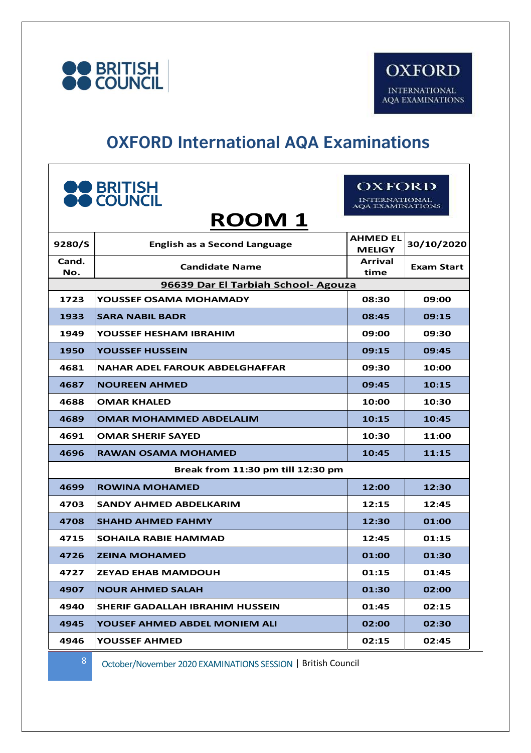# OXFORD International AQA Examinations

## ROOM 1

| 9280/S | English as a Second Language | AHMED EL MELIGY | 30/10/2020 |
|---|---|---|---|
| Cand. No. | Candidate Name | Arrival time | Exam Start |
| | **96639 Dar El Tarbiah School- Agouza** | | |
| 1723 | YOUSSEF OSAMA MOHAMADY | 08:30 | 09:00 |
| 1933 | SARA NABIL BADR | 08:45 | 09:15 |
| 1949 | YOUSSEF HESHAM IBRAHIM | 09:00 | 09:30 |
| 1950 | YOUSSEF HUSSEIN | 09:15 | 09:45 |
| 4681 | NAHAR ADEL FAROUK ABDELGHAFFAR | 09:30 | 10:00 |
| 4687 | NOUREEN AHMED | 09:45 | 10:15 |
| 4688 | OMAR KHALED | 10:00 | 10:30 |
| 4689 | OMAR MOHAMMED ABDELALIM | 10:15 | 10:45 |
| 4691 | OMAR SHERIF SAYED | 10:30 | 11:00 |
| 4696 | RAWAN OSAMA MOHAMED | 10:45 | 11:15 |
| | Break from 11:30 pm till 12:30 pm | | |
| 4699 | ROWINA MOHAMED | 12:00 | 12:30 |
| 4703 | SANDY AHMED ABDELKARIM | 12:15 | 12:45 |
| 4708 | SHAHD AHMED FAHMY | 12:30 | 01:00 |
| 4715 | SOHAILA RABIE HAMMAD | 12:45 | 01:15 |
| 4726 | ZEINA MOHAMED | 01:00 | 01:30 |
| 4727 | ZEYAD EHAB MAMDOUH | 01:15 | 01:45 |
| 4907 | NOUR AHMED SALAH | 01:30 | 02:00 |
| 4940 | SHERIF GADALLAH IBRAHIM HUSSEIN | 01:45 | 02:15 |
| 4945 | YOUSEF AHMED ABDEL MONIEM ALI | 02:00 | 02:30 |
| 4946 | YOUSSEF AHMED | 02:15 | 02:45 |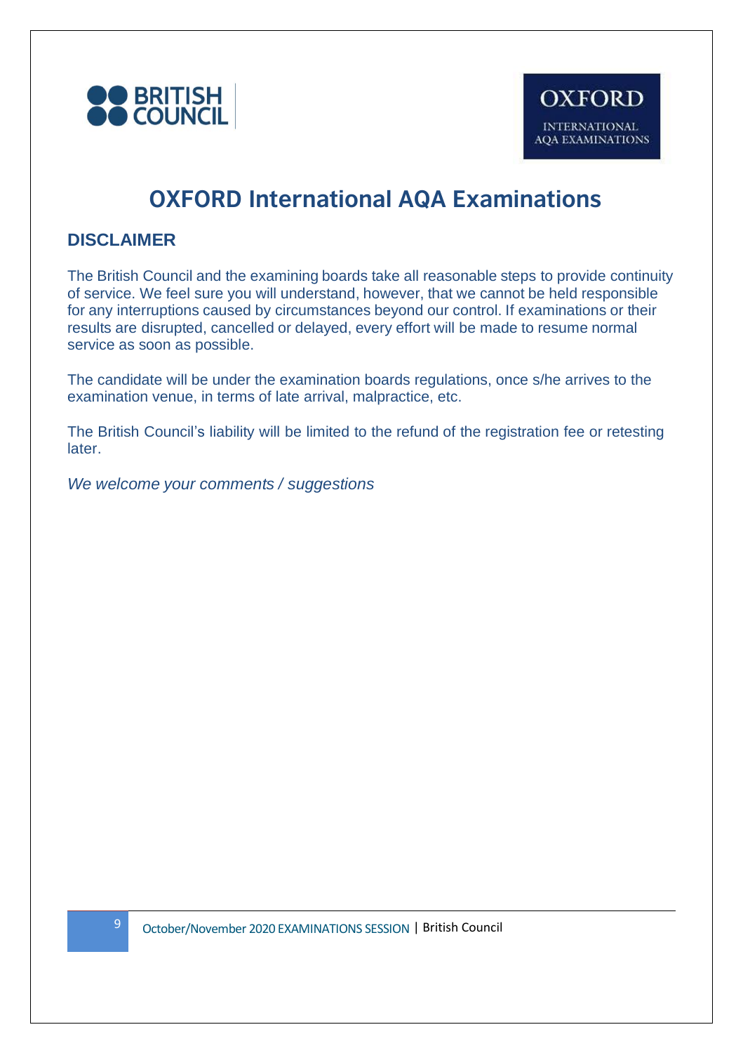# OXFORD International AQA Examinations

## DISCLAIMER

The British Council and the examining boards take all reasonable steps to provide continuity of service. We feel sure you will understand, however, that we cannot be held responsible for any interruptions caused by circumstances beyond our control. If examinations or their results are disrupted, cancelled or delayed, every effort will be made to resume normal service as soon as possible.

The candidate will be under the examination boards regulations, once s/he arrives to the examination venue, in terms of late arrival, malpractice, etc.

The British Council's liability will be limited to the refund of the registration fee or retesting later.

*We welcome your comments / suggestions*